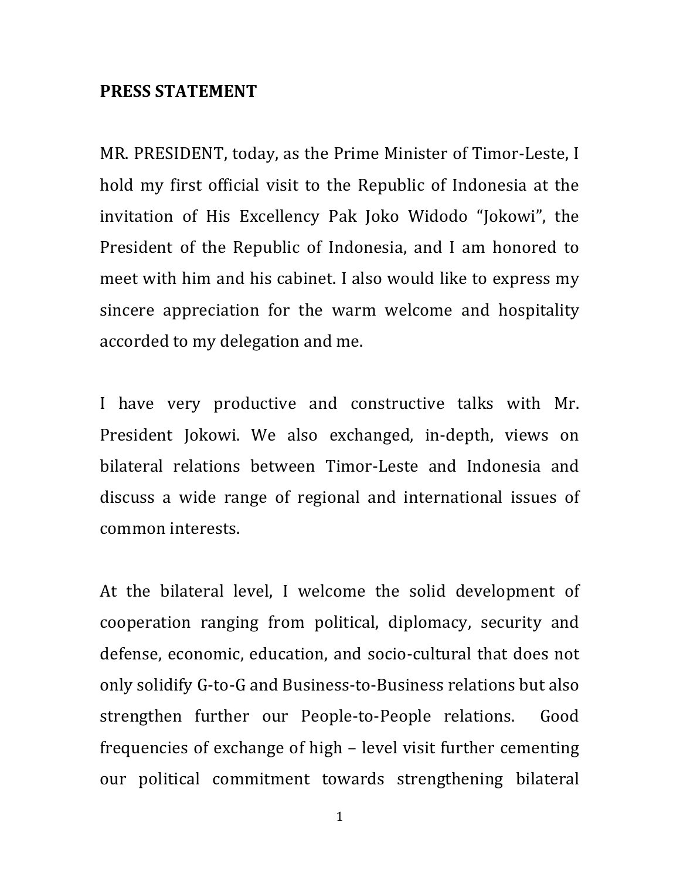**PRESS STATEMENT**

MR. PRESIDENT, today, as the Prime Minister of Timor-Leste, I hold my first official visit to the Republic of Indonesia at the invitation of His Excellency Pak Joko Widodo "Jokowi", the President of the Republic of Indonesia, and I am honored to meet with him and his cabinet. I also would like to express my sincere appreciation for the warm welcome and hospitality accorded to my delegation and me.

I have very productive and constructive talks with Mr. President Jokowi. We also exchanged, in-depth, views on bilateral relations between Timor-Leste and Indonesia and discuss a wide range of regional and international issues of common interests.

At the bilateral level, I welcome the solid development of cooperation ranging from political, diplomacy, security and defense, economic, education, and socio-cultural that does not only solidify G-to-G and Business-to-Business relations but also strengthen further our People-to-People relations. Good frequencies of exchange of high – level visit further cementing our political commitment towards strengthening bilateral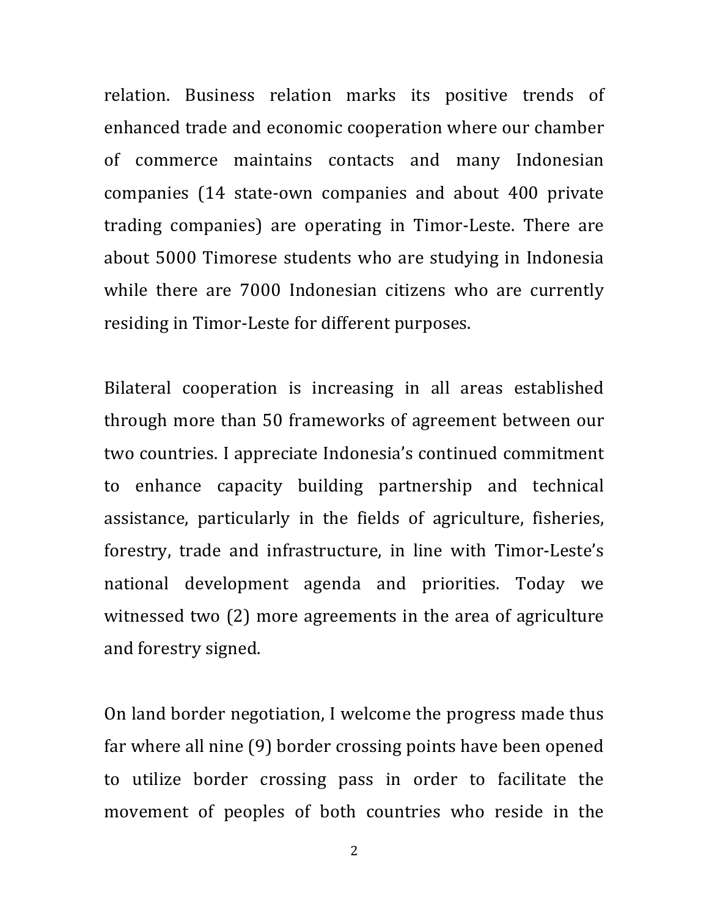relation. Business relation marks its positive trends of enhanced trade and economic cooperation where our chamber of commerce maintains contacts and many Indonesian companies (14 state-own companies and about 400 private trading companies) are operating in Timor-Leste. There are about 5000 Timorese students who are studying in Indonesia while there are 7000 Indonesian citizens who are currently residing in Timor-Leste for different purposes.

Bilateral cooperation is increasing in all areas established through more than 50 frameworks of agreement between our two countries. I appreciate Indonesia's continued commitment to enhance capacity building partnership and technical assistance, particularly in the fields of agriculture, fisheries, forestry, trade and infrastructure, in line with Timor-Leste's national development agenda and priorities. Today we witnessed two (2) more agreements in the area of agriculture and forestry signed.

On land border negotiation, I welcome the progress made thus far where all nine (9) border crossing points have been opened to utilize border crossing pass in order to facilitate the movement of peoples of both countries who reside in the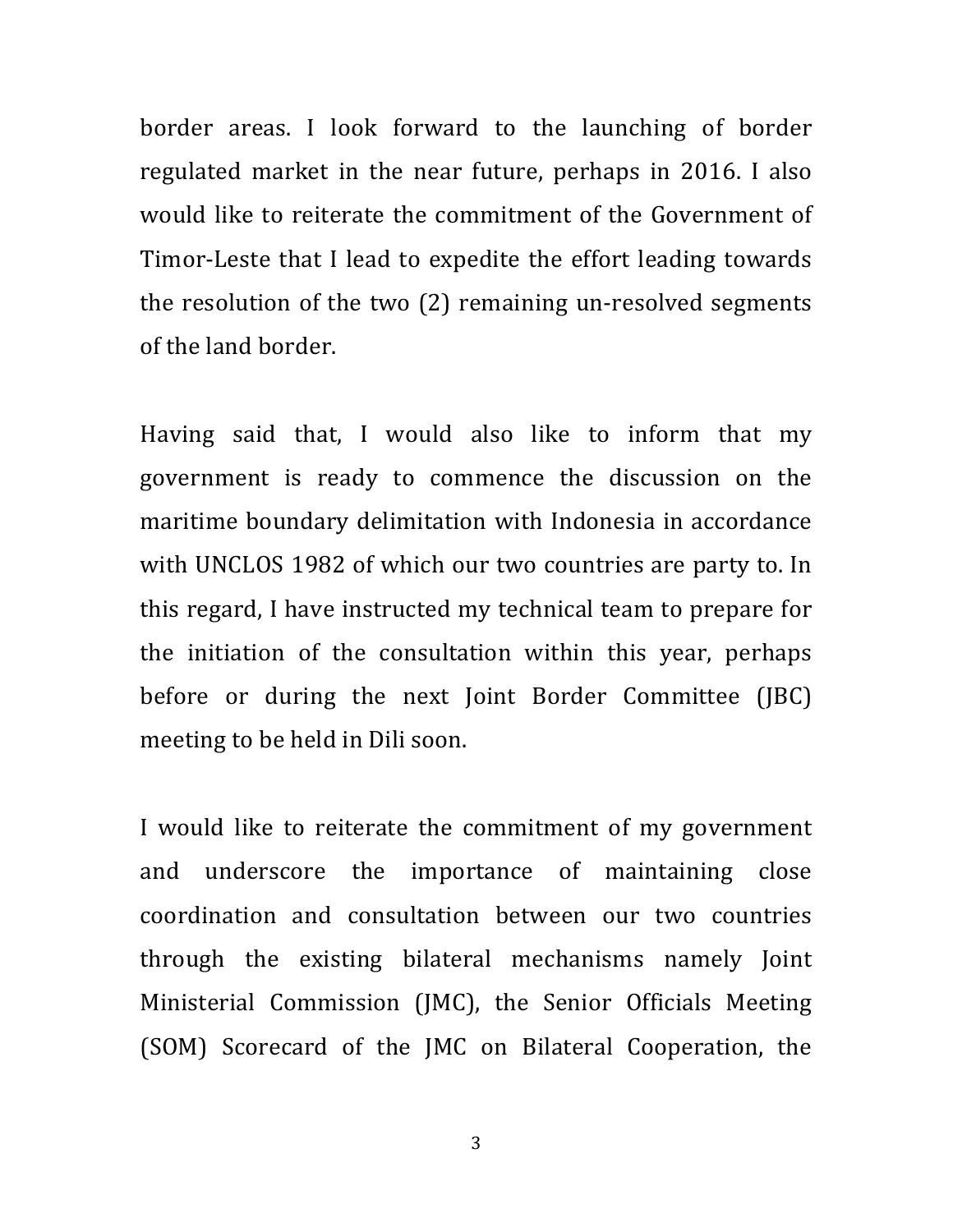border areas. I look forward to the launching of border regulated market in the near future, perhaps in 2016. I also would like to reiterate the commitment of the Government of Timor-Leste that I lead to expedite the effort leading towards the resolution of the two (2) remaining un-resolved segments of the land border.

Having said that, I would also like to inform that my government is ready to commence the discussion on the maritime boundary delimitation with Indonesia in accordance with UNCLOS 1982 of which our two countries are party to. In this regard, I have instructed my technical team to prepare for the initiation of the consultation within this year, perhaps before or during the next Joint Border Committee (JBC) meeting to be held in Dili soon.

I would like to reiterate the commitment of my government and underscore the importance of maintaining close coordination and consultation between our two countries through the existing bilateral mechanisms namely Joint Ministerial Commission (JMC), the Senior Officials Meeting (SOM) Scorecard of the JMC on Bilateral Cooperation, the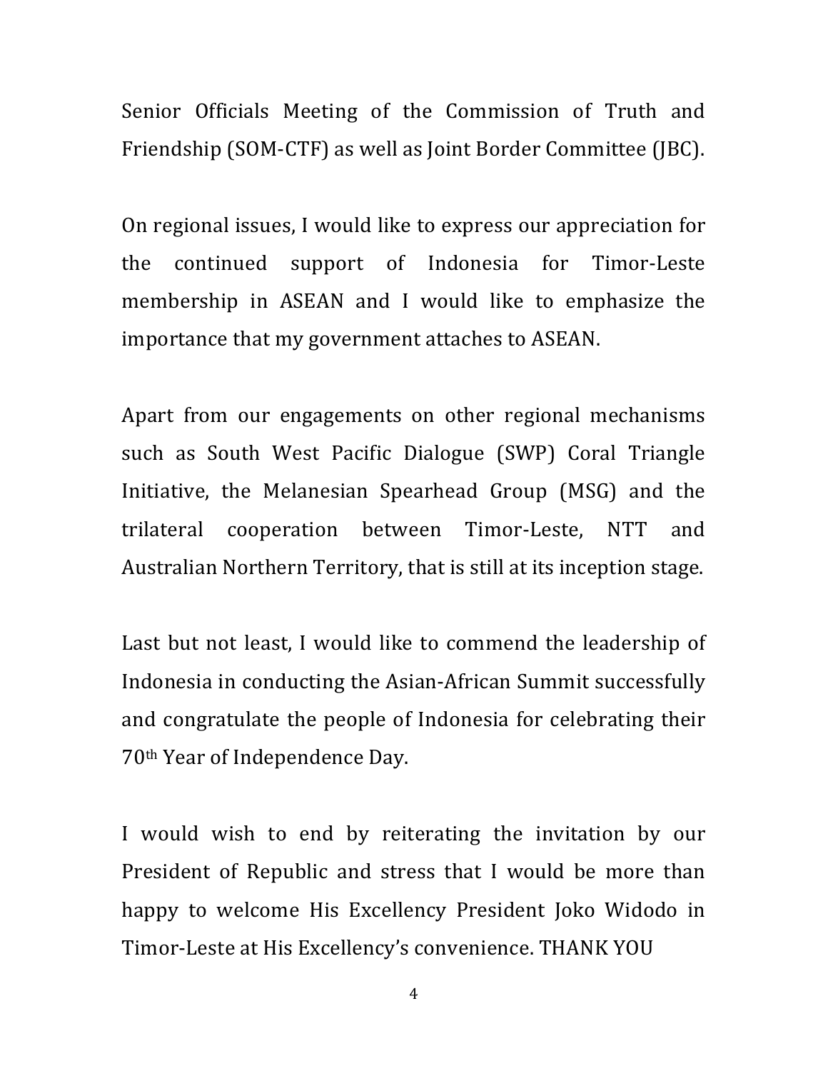Senior Officials Meeting of the Commission of Truth and Friendship (SOM-CTF) as well as Joint Border Committee (JBC).

On regional issues, I would like to express our appreciation for the continued support of Indonesia for Timor-Leste membership in ASEAN and I would like to emphasize the importance that my government attaches to ASEAN.

Apart from our engagements on other regional mechanisms such as South West Pacific Dialogue (SWP) Coral Triangle Initiative, the Melanesian Spearhead Group (MSG) and the trilateral cooperation between Timor-Leste, NTT and Australian Northern Territory, that is still at its inception stage.

Last but not least, I would like to commend the leadership of Indonesia in conducting the Asian-African Summit successfully and congratulate the people of Indonesia for celebrating their 70th Year of Independence Day.

I would wish to end by reiterating the invitation by our President of Republic and stress that I would be more than happy to welcome His Excellency President Joko Widodo in Timor-Leste at His Excellency's convenience. THANK YOU